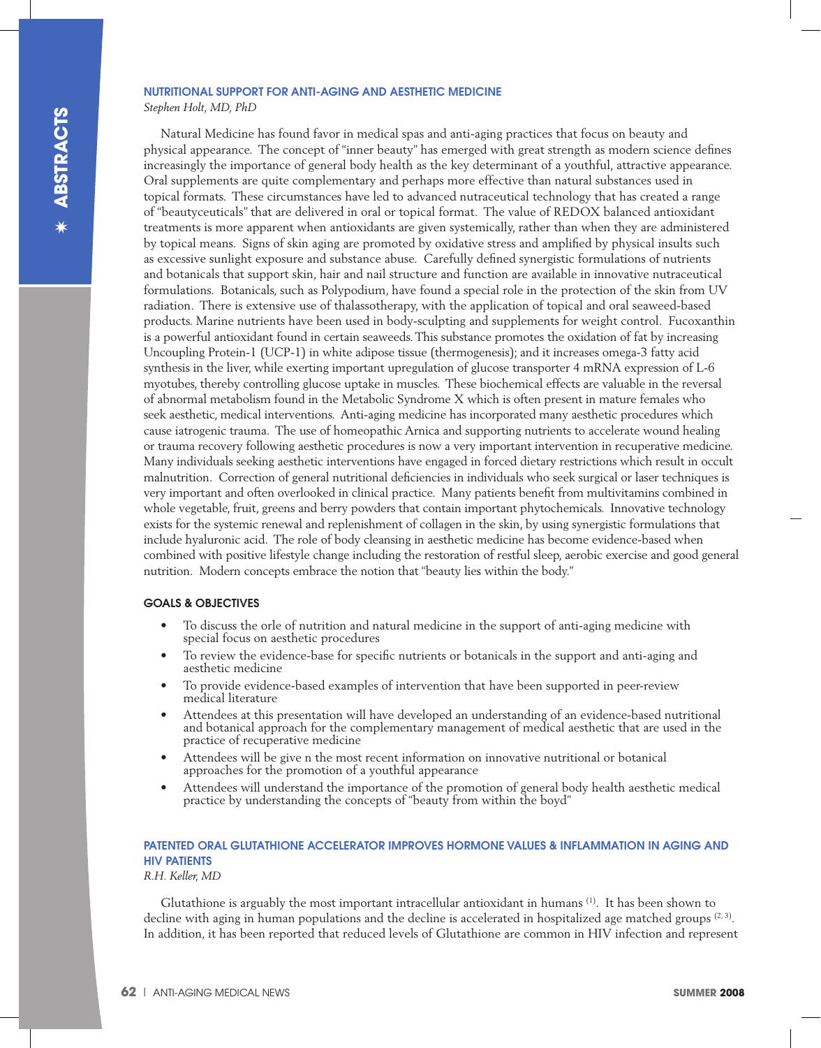## NUTRITIONAL SUPPORT FOR ANTI-AGING AND AESTHETIC MEDICINE

*Stephen Holt, MD, PhD*

Natural Medicine has found favor in medical spas and anti-aging practices that focus on beauty and physical appearance. The concept of "inner beauty" has emerged with great strength as modern science defines increasingly the importance of general body health as the key determinant of a youthful, attractive appearance. Oral supplements are quite complementary and perhaps more effective than natural substances used in topical formats. These circumstances have led to advanced nutraceutical technology that has created a range of "beautyceuticals" that are delivered in oral or topical format. The value of REDOX balanced antioxidant treatments is more apparent when antioxidants are given systemically, rather than when they are administered by topical means. Signs of skin aging are promoted by oxidative stress and amplified by physical insults such as excessive sunlight exposure and substance abuse. Carefully defined synergistic formulations of nutrients and botanicals that support skin, hair and nail structure and function are available in innovative nutraceutical formulations. Botanicals, such as Polypodium, have found a special role in the protection of the skin from UV radiation. There is extensive use of thalassotherapy, with the application of topical and oral seaweed-based products. Marine nutrients have been used in body-sculpting and supplements for weight control. Fucoxanthin is a powerful antioxidant found in certain seaweeds. This substance promotes the oxidation of fat by increasing Uncoupling Protein-1 (UCP-1) in white adipose tissue (thermogenesis); and it increases omega-3 fatty acid synthesis in the liver, while exerting important upregulation of glucose transporter 4 mRNA expression of L-6 myotubes, thereby controlling glucose uptake in muscles. These biochemical effects are valuable in the reversal of abnormal metabolism found in the Metabolic Syndrome X which is often present in mature females who seek aesthetic, medical interventions. Anti-aging medicine has incorporated many aesthetic procedures which cause iatrogenic trauma. The use of homeopathic Arnica and supporting nutrients to accelerate wound healing or trauma recovery following aesthetic procedures is now a very important intervention in recuperative medicine. Many individuals seeking aesthetic interventions have engaged in forced dietary restrictions which result in occult malnutrition. Correction of general nutritional deficiencies in individuals who seek surgical or laser techniques is very important and often overlooked in clinical practice. Many patients benefit from multivitamins combined in whole vegetable, fruit, greens and berry powders that contain important phytochemicals. Innovative technology exists for the systemic renewal and replenishment of collagen in the skin, by using synergistic formulations that include hyaluronic acid. The role of body cleansing in aesthetic medicine has become evidence-based when combined with positive lifestyle change including the restoration of restful sleep, aerobic exercise and good general nutrition. Modern concepts embrace the notion that "beauty lies within the body."

### GOALS & OBJECTIVES

- To discuss the orle of nutrition and natural medicine in the support of anti-aging medicine with special focus on aesthetic procedures
- To review the evidence-base for specific nutrients or botanicals in the support and anti-aging and aesthetic medicine
- To provide evidence-based examples of intervention that have been supported in peer-review medical literature
- Attendees at this presentation will have developed an understanding of an evidence-based nutritional and botanical approach for the complementary management of medical aesthetic that are used in the practice of recuperative medicine
- Attendees will be give n the most recent information on innovative nutritional or botanical approaches for the promotion of a youthful appearance
- Attendees will understand the importance of the promotion of general body health aesthetic medical practice by understanding the concepts of "beauty from within the boyd"

## PATENTED ORAL GLUTATHIONE ACCELERATOR IMPROVES HORMONE VALUES & INFLAMMATION IN AGING AND HIV PATIENTS

*R.H. Keller, MD*

Glutathione is arguably the most important intracellular antioxidant in humans [1]. It has been shown to decline with aging in human populations and the decline is accelerated in hospitalized age matched groups [2, 3]. In addition, it has been reported that reduced levels of Glutathione are common in HIV infection and represent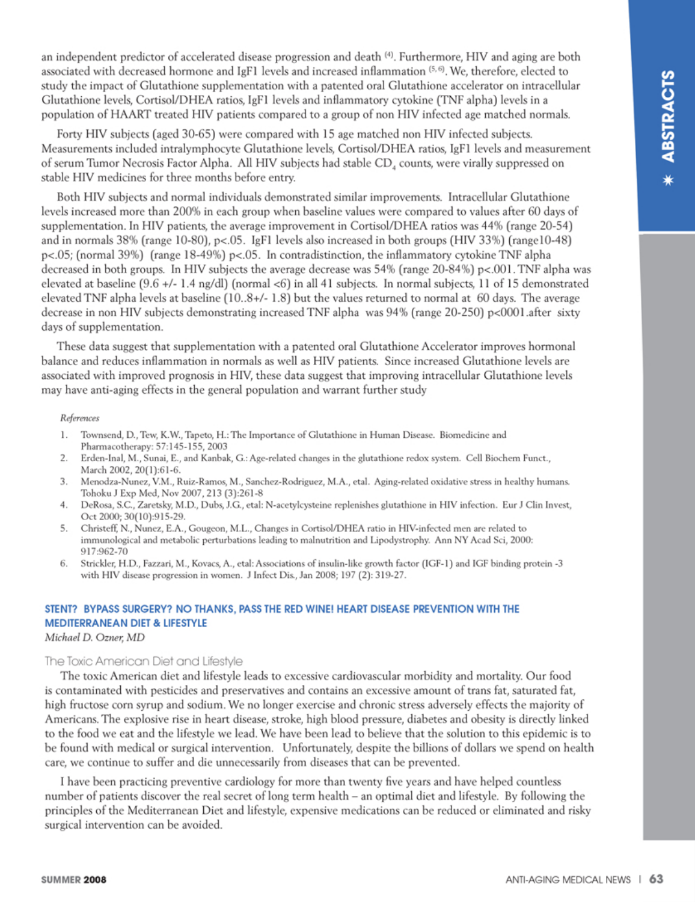an independent predictor of accelerated disease progression and death [4]. Furthermore, HIV and aging are both associated with decreased hormone and IgF1 levels and increased inflammation [5,6]. We, therefore, elected to study the impact of Glutathione supplementation with a patented oral Glutathione accelerator on intracellular Glutathione levels, Cortisol/DHEA ratios, IgF1 levels and inflammatory cytokine (TNF alpha) levels in a population of HAART treated HIV patients compared to a group of non HIV infected age matched normals.

Forty HIV subjects (aged 30-65) were compared with 15 age matched non HIV infected subjects. Measurements included intralymphocyte Glutathione levels, Cortisol/DHEA ratios, IgF1 levels and measurement of serum Tumor Necrosis Factor Alpha. All HIV subjects had stable $CD_4$ counts, were virally suppressed on stable HIV medicines for three months before entry.

Both HIV subjects and normal individuals demonstrated similar improvements. Intracellular Glutathione levels increased more than 200% in each group when baseline values were compared to values after 60 days of supplementation. In HIV patients, the average improvement in Cortisol/DHEA ratios was 44% (range 20-54) and in normals 38% (range 10-80), p<.05. IgF1 levels also increased in both groups (HIV 33%) (range10-48) p<.05; (normal 39%) (range 18-49%) p<.05. In contradistinction, the inflammatory cytokine TNF alpha decreased in both groups. In HIV subjects the average decrease was 54% (range 20-84%) p<.001. TNF alpha was elevated at baseline (9.6 +/- 1.4 ng/dl) (normal <6) in all 41 subjects. In normal subjects, 11 of 15 demonstrated elevated TNF alpha levels at baseline (10..8+/- 1.8) but the values returned to normal at 60 days. The average decrease in non HIV subjects demonstrating increased TNF alpha was 94% (range 20-250) p<0001.after sixty days of supplementation.

These data suggest that supplementation with a patented oral Glutathione Accelerator improves hormonal balance and reduces inflammation in normals as well as HIV patients. Since increased Glutathione levels are associated with improved prognosis in HIV, these data suggest that improving intracellular Glutathione levels may have anti-aging effects in the general population and warrant further study

*References*

1. Townsend, D., Tew, K.W., Tapeto, H.: The Importance of Glutathione in Human Disease. Biomedicine and Pharmacotherapy: 57:145-155, 2003
2. Erden-Inal, M., Sunai, E., and Kanbak, G.: Age-related changes in the glutathione redox system. Cell Biochem Funct., March 2002, 20(1):61-6.
3. Menodza-Nunez, V.M., Ruiz-Ramos, M., Sanchez-Rodriguez, M.A., etal. Aging-related oxidative stress in healthy humans. Tohoku J Exp Med, Nov 2007, 213 (3):261-8
4. DeRosa, S.C., Zaretsky, M.D., Dubs, J.G., etal: N-acetylcysteine replenishes glutathione in HIV infection. Eur J Clin Invest, Oct 2000; 30(10):915-29.
5. Christeff, N., Nunez, E.A., Gougeon, M.L., Changes in Cortisol/DHEA ratio in HIV-infected men are related to immunological and metabolic perturbations leading to malnutrition and Lipodystrophy. Ann NY Acad Sci, 2000: 917:962-70
6. Strickler, H.D., Fazzari, M., Kovacs, A., etal: Associations of insulin-like growth factor (IGF-1) and IGF binding protein -3 with HIV disease progression in women. J Infect Dis., Jan 2008; 197 (2): 319-27.

## STENT? BYPASS SURGERY? NO THANKS, PASS THE RED WINE! HEART DISEASE PREVENTION WITH THE MEDITERRANEAN DIET & LIFESTYLE

*Michael D. Ozner, MD*

### The Toxic American Diet and Lifestyle

The toxic American diet and lifestyle leads to excessive cardiovascular morbidity and mortality. Our food is contaminated with pesticides and preservatives and contains an excessive amount of trans fat, saturated fat, high fructose corn syrup and sodium. We no longer exercise and chronic stress adversely effects the majority of Americans. The explosive rise in heart disease, stroke, high blood pressure, diabetes and obesity is directly linked to the food we eat and the lifestyle we lead. We have been lead to believe that the solution to this epidemic is to be found with medical or surgical intervention. Unfortunately, despite the billions of dollars we spend on health care, we continue to suffer and die unnecessarily from diseases that can be prevented.

I have been practicing preventive cardiology for more than twenty five years and have helped countless number of patients discover the real secret of long term health – an optimal diet and lifestyle. By following the principles of the Mediterranean Diet and lifestyle, expensive medications can be reduced or eliminated and risky surgical intervention can be avoided.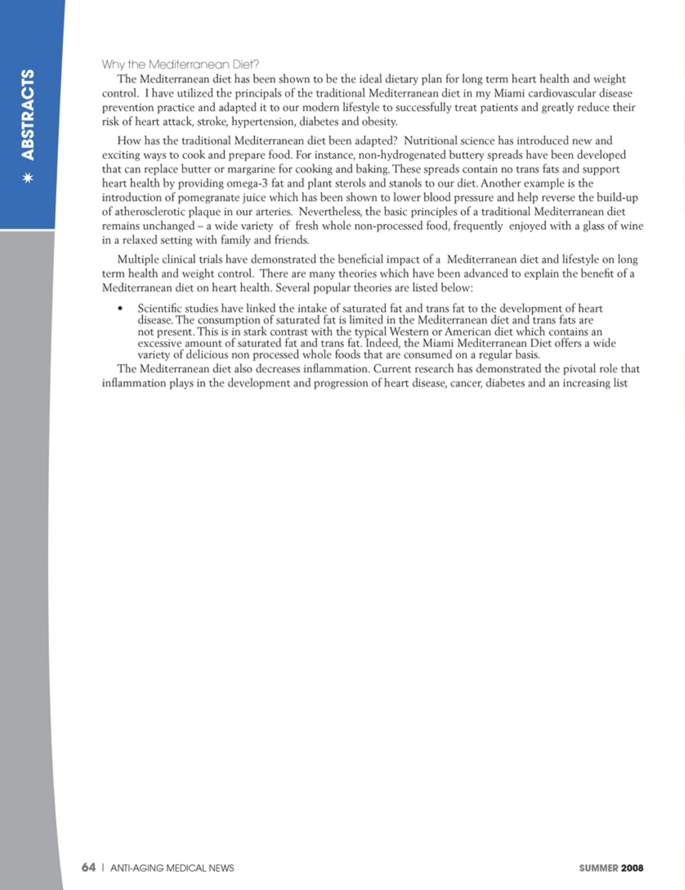### Why the Mediterranean Diet?

The Mediterranean diet has been shown to be the ideal dietary plan for long term heart health and weight control. I have utilized the principals of the traditional Mediterranean diet in my Miami cardiovascular disease prevention practice and adapted it to our modern lifestyle to successfully treat patients and greatly reduce their risk of heart attack, stroke, hypertension, diabetes and obesity.

How has the traditional Mediterranean diet been adapted? Nutritional science has introduced new and exciting ways to cook and prepare food. For instance, non-hydrogenated buttery spreads have been developed that can replace butter or margarine for cooking and baking. These spreads contain no trans fats and support heart health by providing omega-3 fat and plant sterols and stanols to our diet. Another example is the introduction of pomegranate juice which has been shown to lower blood pressure and help reverse the build-up of atherosclerotic plaque in our arteries. Nevertheless, the basic principles of a traditional Mediterranean diet remains unchanged – a wide variety of fresh whole non-processed food, frequently enjoyed with a glass of wine in a relaxed setting with family and friends.

Multiple clinical trials have demonstrated the beneficial impact of a Mediterranean diet and lifestyle on long term health and weight control. There are many theories which have been advanced to explain the benefit of a Mediterranean diet on heart health. Several popular theories are listed below:

- Scientific studies have linked the intake of saturated fat and trans fat to the development of heart disease. The consumption of saturated fat is limited in the Mediterranean diet and trans fats are not present. This is in stark contrast with the typical Western or American diet which contains an excessive amount of saturated fat and trans fat. Indeed, the Miami Mediterranean Diet offers a wide variety of delicious non processed whole foods that are consumed on a regular basis.

The Mediterranean diet also decreases inflammation. Current research has demonstrated the pivotal role that inflammation plays in the development and progression of heart disease, cancer, diabetes and an increasing list